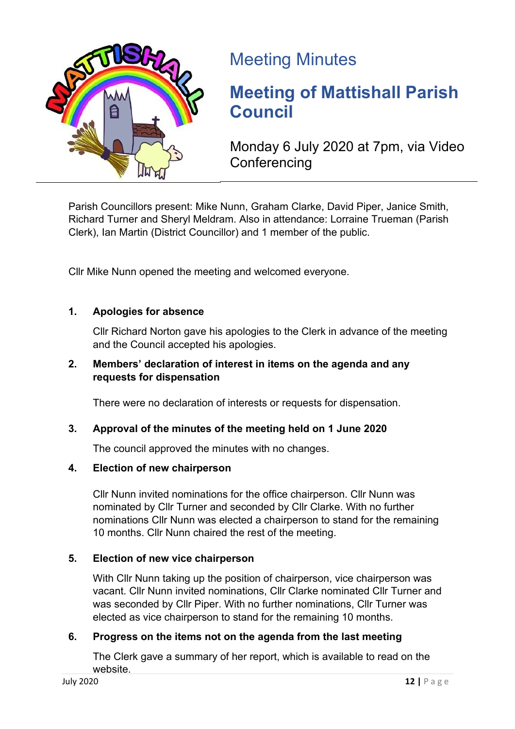Meeting Minutes

# Meeting of Mattishall Parish Council

Monday 6 July 2020 at 7pm, via Video Conferencing

Parish Councillors present: Mike Nunn, Graham Clarke, David Piper, Janice Smith, Richard Turner and Sheryl Meldram. Also in attendance: Lorraine Trueman (Parish Clerk), Ian Martin (District Councillor) and 1 member of the public.

Cllr Mike Nunn opened the meeting and welcomed everyone.

**1. Apologies for absence**

Cllr Richard Norton gave his apologies to the Clerk in advance of the meeting and the Council accepted his apologies.

**2. Members' declaration of interest in items on the agenda and any requests for dispensation**

There were no declaration of interests or requests for dispensation.

**3. Approval of the minutes of the meeting held on 1 June 2020**

The council approved the minutes with no changes.

**4. Election of new chairperson**

Cllr Nunn invited nominations for the office chairperson. Cllr Nunn was nominated by Cllr Turner and seconded by Cllr Clarke. With no further nominations Cllr Nunn was elected a chairperson to stand for the remaining 10 months. Cllr Nunn chaired the rest of the meeting.

**5. Election of new vice chairperson**

With Cllr Nunn taking up the position of chairperson, vice chairperson was vacant. Cllr Nunn invited nominations, Cllr Clarke nominated Cllr Turner and was seconded by Cllr Piper. With no further nominations, Cllr Turner was elected as vice chairperson to stand for the remaining 10 months.

**6. Progress on the items not on the agenda from the last meeting**

The Clerk gave a summary of her report, which is available to read on the website.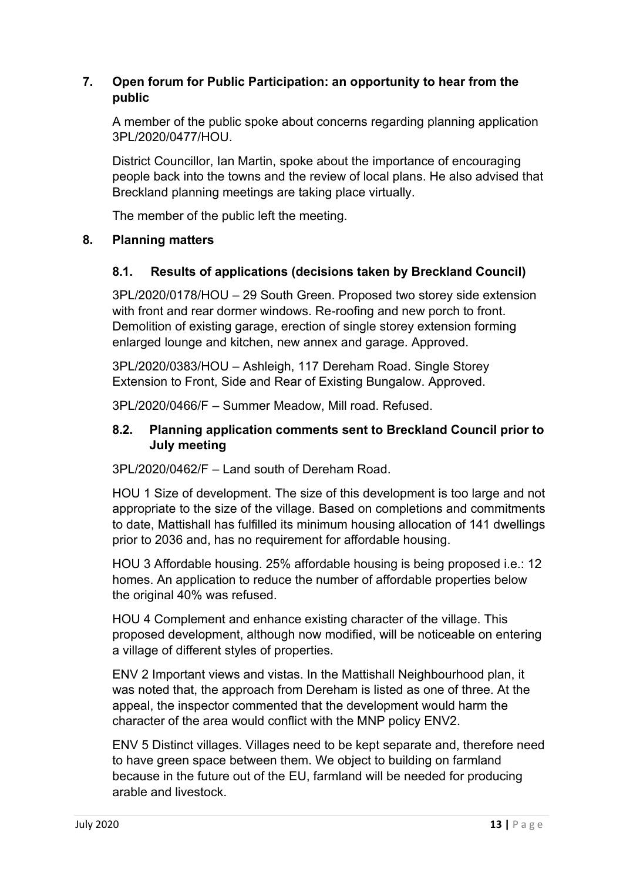## 7. Open forum for Public Participation: an opportunity to hear from the public

A member of the public spoke about concerns regarding planning application 3PL/2020/0477/HOU.

District Councillor, Ian Martin, spoke about the importance of encouraging people back into the towns and the review of local plans. He also advised that Breckland planning meetings are taking place virtually.

The member of the public left the meeting.

## 8. Planning matters

### 8.1. Results of applications (decisions taken by Breckland Council)

3PL/2020/0178/HOU – 29 South Green. Proposed two storey side extension with front and rear dormer windows. Re-roofing and new porch to front. Demolition of existing garage, erection of single storey extension forming enlarged lounge and kitchen, new annex and garage. Approved.

3PL/2020/0383/HOU – Ashleigh, 117 Dereham Road. Single Storey Extension to Front, Side and Rear of Existing Bungalow. Approved.

3PL/2020/0466/F – Summer Meadow, Mill road. Refused.

### 8.2. Planning application comments sent to Breckland Council prior to July meeting

3PL/2020/0462/F – Land south of Dereham Road.

HOU 1 Size of development. The size of this development is too large and not appropriate to the size of the village. Based on completions and commitments to date, Mattishall has fulfilled its minimum housing allocation of 141 dwellings prior to 2036 and, has no requirement for affordable housing.

HOU 3 Affordable housing. 25% affordable housing is being proposed i.e.: 12 homes. An application to reduce the number of affordable properties below the original 40% was refused.

HOU 4 Complement and enhance existing character of the village. This proposed development, although now modified, will be noticeable on entering a village of different styles of properties.

ENV 2 Important views and vistas. In the Mattishall Neighbourhood plan, it was noted that, the approach from Dereham is listed as one of three. At the appeal, the inspector commented that the development would harm the character of the area would conflict with the MNP policy ENV2.

ENV 5 Distinct villages. Villages need to be kept separate and, therefore need to have green space between them. We object to building on farmland because in the future out of the EU, farmland will be needed for producing arable and livestock.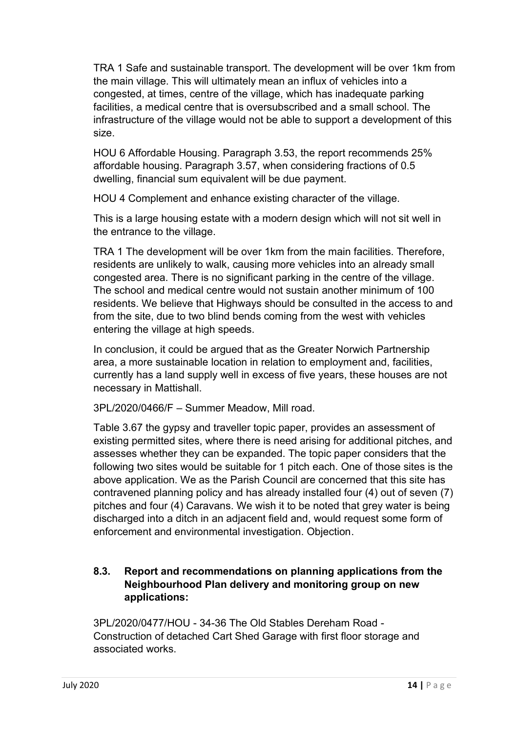TRA 1 Safe and sustainable transport. The development will be over 1km from the main village. This will ultimately mean an influx of vehicles into a congested, at times, centre of the village, which has inadequate parking facilities, a medical centre that is oversubscribed and a small school. The infrastructure of the village would not be able to support a development of this size.

HOU 6 Affordable Housing. Paragraph 3.53, the report recommends 25% affordable housing. Paragraph 3.57, when considering fractions of 0.5 dwelling, financial sum equivalent will be due payment.

HOU 4 Complement and enhance existing character of the village.

This is a large housing estate with a modern design which will not sit well in the entrance to the village.

TRA 1 The development will be over 1km from the main facilities. Therefore, residents are unlikely to walk, causing more vehicles into an already small congested area. There is no significant parking in the centre of the village. The school and medical centre would not sustain another minimum of 100 residents. We believe that Highways should be consulted in the access to and from the site, due to two blind bends coming from the west with vehicles entering the village at high speeds.

In conclusion, it could be argued that as the Greater Norwich Partnership area, a more sustainable location in relation to employment and, facilities, currently has a land supply well in excess of five years, these houses are not necessary in Mattishall.

3PL/2020/0466/F – Summer Meadow, Mill road.

Table 3.67 the gypsy and traveller topic paper, provides an assessment of existing permitted sites, where there is need arising for additional pitches, and assesses whether they can be expanded. The topic paper considers that the following two sites would be suitable for 1 pitch each. One of those sites is the above application. We as the Parish Council are concerned that this site has contravened planning policy and has already installed four (4) out of seven (7) pitches and four (4) Caravans. We wish it to be noted that grey water is being discharged into a ditch in an adjacent field and, would request some form of enforcement and environmental investigation. Objection.

## 8.3. Report and recommendations on planning applications from the Neighbourhood Plan delivery and monitoring group on new applications:

3PL/2020/0477/HOU - 34-36 The Old Stables Dereham Road - Construction of detached Cart Shed Garage with first floor storage and associated works.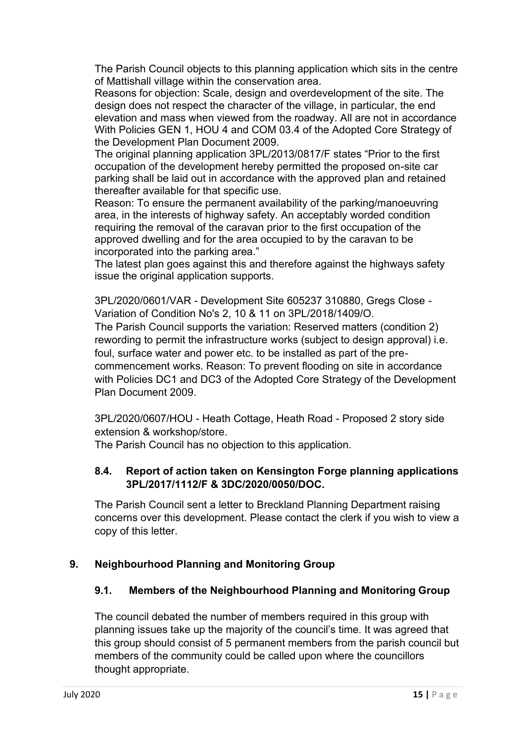The Parish Council objects to this planning application which sits in the centre of Mattishall village within the conservation area.
Reasons for objection: Scale, design and overdevelopment of the site. The design does not respect the character of the village, in particular, the end elevation and mass when viewed from the roadway. All are not in accordance With Policies GEN 1, HOU 4 and COM 03.4 of the Adopted Core Strategy of the Development Plan Document 2009.
The original planning application 3PL/2013/0817/F states "Prior to the first occupation of the development hereby permitted the proposed on-site car parking shall be laid out in accordance with the approved plan and retained thereafter available for that specific use.
Reason: To ensure the permanent availability of the parking/manoeuvring area, in the interests of highway safety. An acceptably worded condition requiring the removal of the caravan prior to the first occupation of the approved dwelling and for the area occupied to by the caravan to be incorporated into the parking area."
The latest plan goes against this and therefore against the highways safety issue the original application supports.

3PL/2020/0601/VAR - Development Site 605237 310880, Gregs Close - Variation of Condition No's 2, 10 & 11 on 3PL/2018/1409/O.
The Parish Council supports the variation: Reserved matters (condition 2) rewording to permit the infrastructure works (subject to design approval) i.e. foul, surface water and power etc. to be installed as part of the pre-commencement works. Reason: To prevent flooding on site in accordance with Policies DC1 and DC3 of the Adopted Core Strategy of the Development Plan Document 2009.

3PL/2020/0607/HOU - Heath Cottage, Heath Road - Proposed 2 story side extension & workshop/store.
The Parish Council has no objection to this application.

### 8.4. Report of action taken on Kensington Forge planning applications 3PL/2017/1112/F & 3DC/2020/0050/DOC.

The Parish Council sent a letter to Breckland Planning Department raising concerns over this development. Please contact the clerk if you wish to view a copy of this letter.

## 9. Neighbourhood Planning and Monitoring Group

### 9.1. Members of the Neighbourhood Planning and Monitoring Group

The council debated the number of members required in this group with planning issues take up the majority of the council's time. It was agreed that this group should consist of 5 permanent members from the parish council but members of the community could be called upon where the councillors thought appropriate.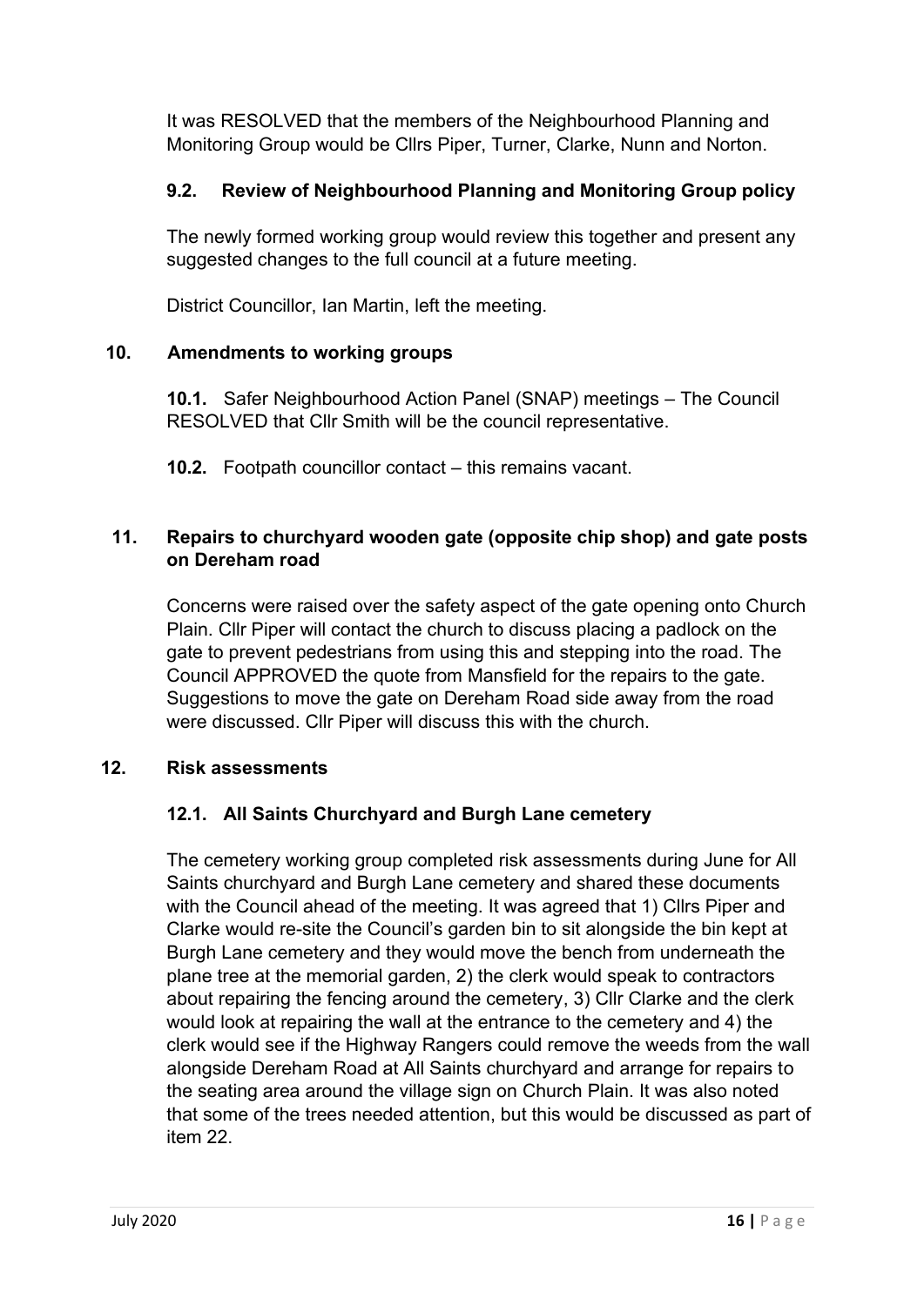It was RESOLVED that the members of the Neighbourhood Planning and Monitoring Group would be Cllrs Piper, Turner, Clarke, Nunn and Norton.

### 9.2. Review of Neighbourhood Planning and Monitoring Group policy

The newly formed working group would review this together and present any suggested changes to the full council at a future meeting.

District Councillor, Ian Martin, left the meeting.

## 10. Amendments to working groups

**10.1.** Safer Neighbourhood Action Panel (SNAP) meetings – The Council RESOLVED that Cllr Smith will be the council representative.

**10.2.** Footpath councillor contact – this remains vacant.

## 11. Repairs to churchyard wooden gate (opposite chip shop) and gate posts on Dereham road

Concerns were raised over the safety aspect of the gate opening onto Church Plain. Cllr Piper will contact the church to discuss placing a padlock on the gate to prevent pedestrians from using this and stepping into the road. The Council APPROVED the quote from Mansfield for the repairs to the gate. Suggestions to move the gate on Dereham Road side away from the road were discussed. Cllr Piper will discuss this with the church.

## 12. Risk assessments

### 12.1. All Saints Churchyard and Burgh Lane cemetery

The cemetery working group completed risk assessments during June for All Saints churchyard and Burgh Lane cemetery and shared these documents with the Council ahead of the meeting. It was agreed that 1) Cllrs Piper and Clarke would re-site the Council's garden bin to sit alongside the bin kept at Burgh Lane cemetery and they would move the bench from underneath the plane tree at the memorial garden, 2) the clerk would speak to contractors about repairing the fencing around the cemetery, 3) Cllr Clarke and the clerk would look at repairing the wall at the entrance to the cemetery and 4) the clerk would see if the Highway Rangers could remove the weeds from the wall alongside Dereham Road at All Saints churchyard and arrange for repairs to the seating area around the village sign on Church Plain. It was also noted that some of the trees needed attention, but this would be discussed as part of item 22.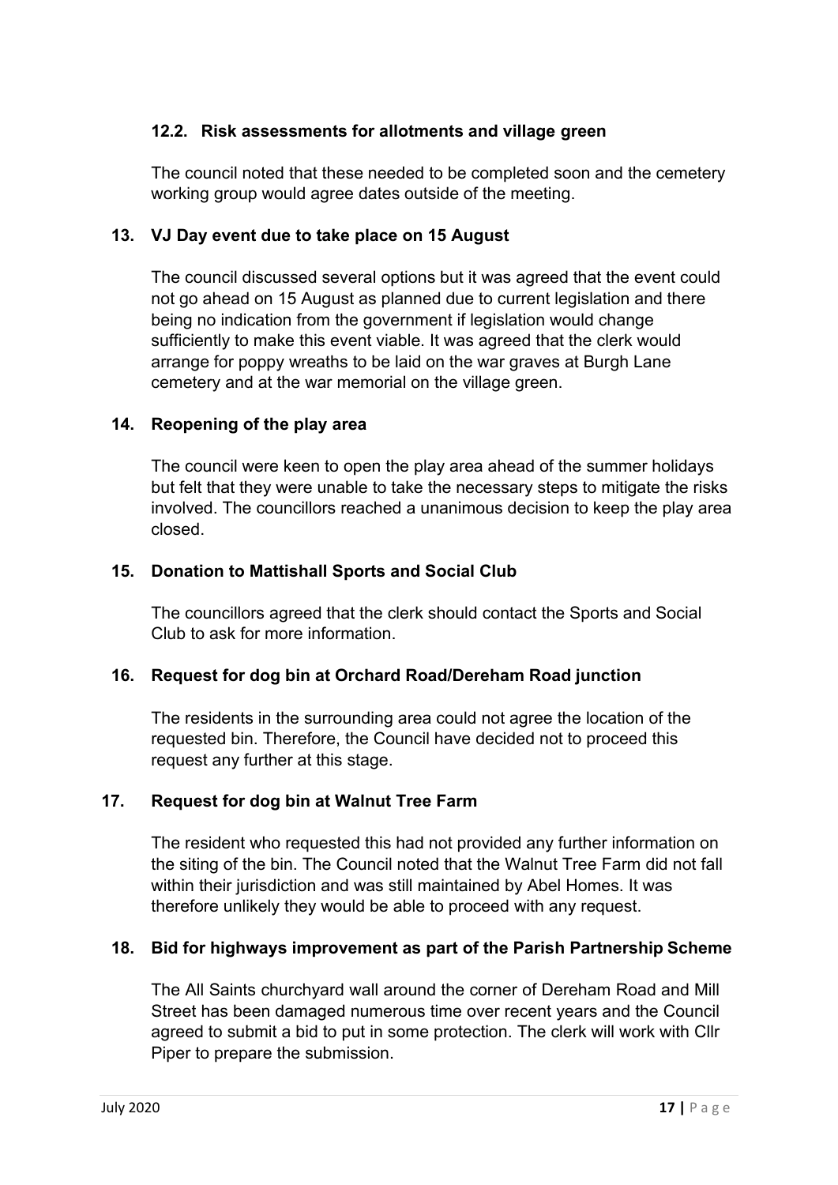### 12.2. Risk assessments for allotments and village green

The council noted that these needed to be completed soon and the cemetery working group would agree dates outside of the meeting.

### 13. VJ Day event due to take place on 15 August

The council discussed several options but it was agreed that the event could not go ahead on 15 August as planned due to current legislation and there being no indication from the government if legislation would change sufficiently to make this event viable. It was agreed that the clerk would arrange for poppy wreaths to be laid on the war graves at Burgh Lane cemetery and at the war memorial on the village green.

### 14. Reopening of the play area

The council were keen to open the play area ahead of the summer holidays but felt that they were unable to take the necessary steps to mitigate the risks involved. The councillors reached a unanimous decision to keep the play area closed.

### 15. Donation to Mattishall Sports and Social Club

The councillors agreed that the clerk should contact the Sports and Social Club to ask for more information.

### 16. Request for dog bin at Orchard Road/Dereham Road junction

The residents in the surrounding area could not agree the location of the requested bin. Therefore, the Council have decided not to proceed this request any further at this stage.

### 17. Request for dog bin at Walnut Tree Farm

The resident who requested this had not provided any further information on the siting of the bin. The Council noted that the Walnut Tree Farm did not fall within their jurisdiction and was still maintained by Abel Homes. It was therefore unlikely they would be able to proceed with any request.

### 18. Bid for highways improvement as part of the Parish Partnership Scheme

The All Saints churchyard wall around the corner of Dereham Road and Mill Street has been damaged numerous time over recent years and the Council agreed to submit a bid to put in some protection. The clerk will work with Cllr Piper to prepare the submission.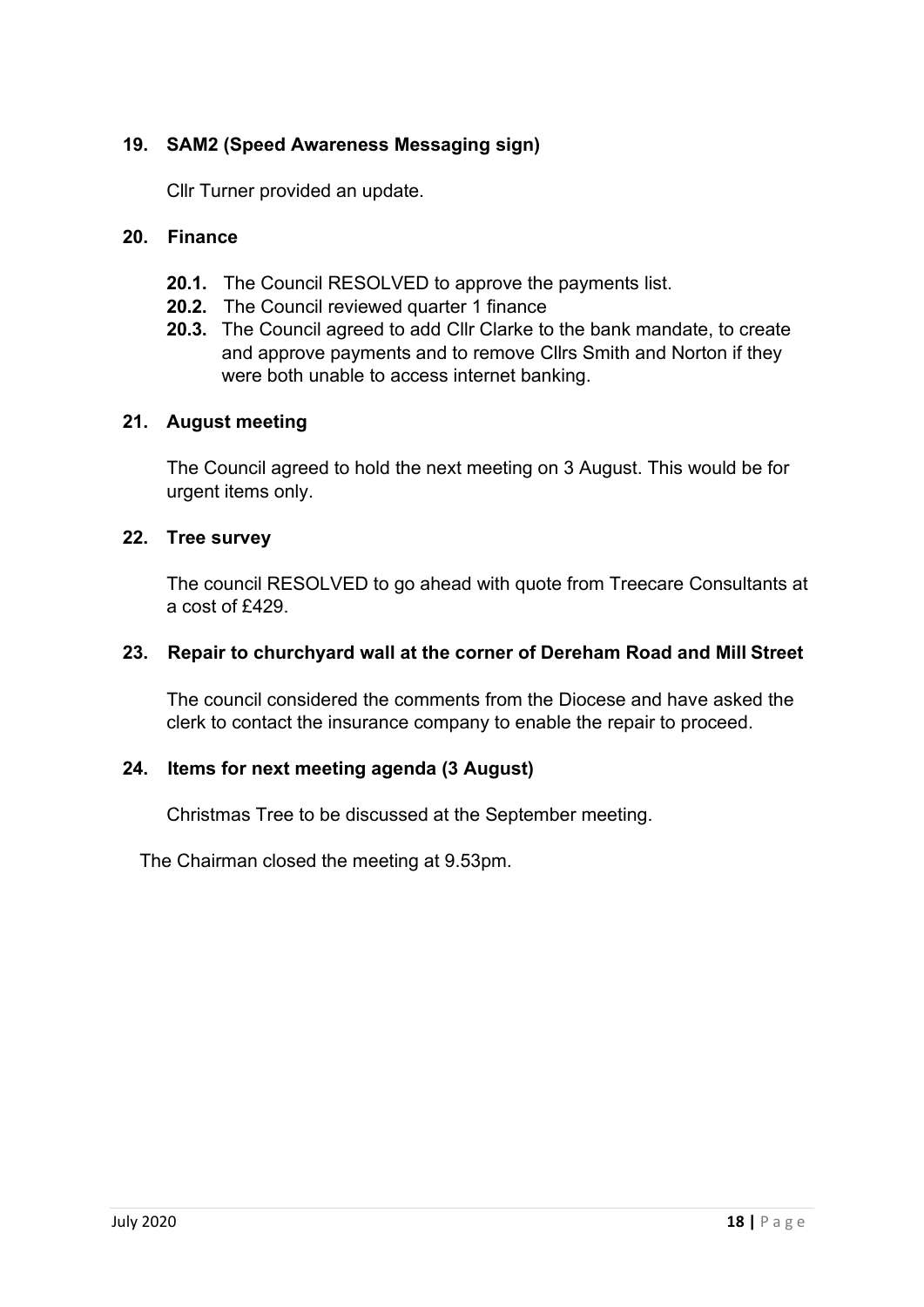## 19. SAM2 (Speed Awareness Messaging sign)

Cllr Turner provided an update.

## 20. Finance

- **20.1.** The Council RESOLVED to approve the payments list.
- **20.2.** The Council reviewed quarter 1 finance
- **20.3.** The Council agreed to add Cllr Clarke to the bank mandate, to create and approve payments and to remove Cllrs Smith and Norton if they were both unable to access internet banking.

## 21. August meeting

The Council agreed to hold the next meeting on 3 August. This would be for urgent items only.

## 22. Tree survey

The council RESOLVED to go ahead with quote from Treecare Consultants at a cost of £429.

## 23. Repair to churchyard wall at the corner of Dereham Road and Mill Street

The council considered the comments from the Diocese and have asked the clerk to contact the insurance company to enable the repair to proceed.

## 24. Items for next meeting agenda (3 August)

Christmas Tree to be discussed at the September meeting.

The Chairman closed the meeting at 9.53pm.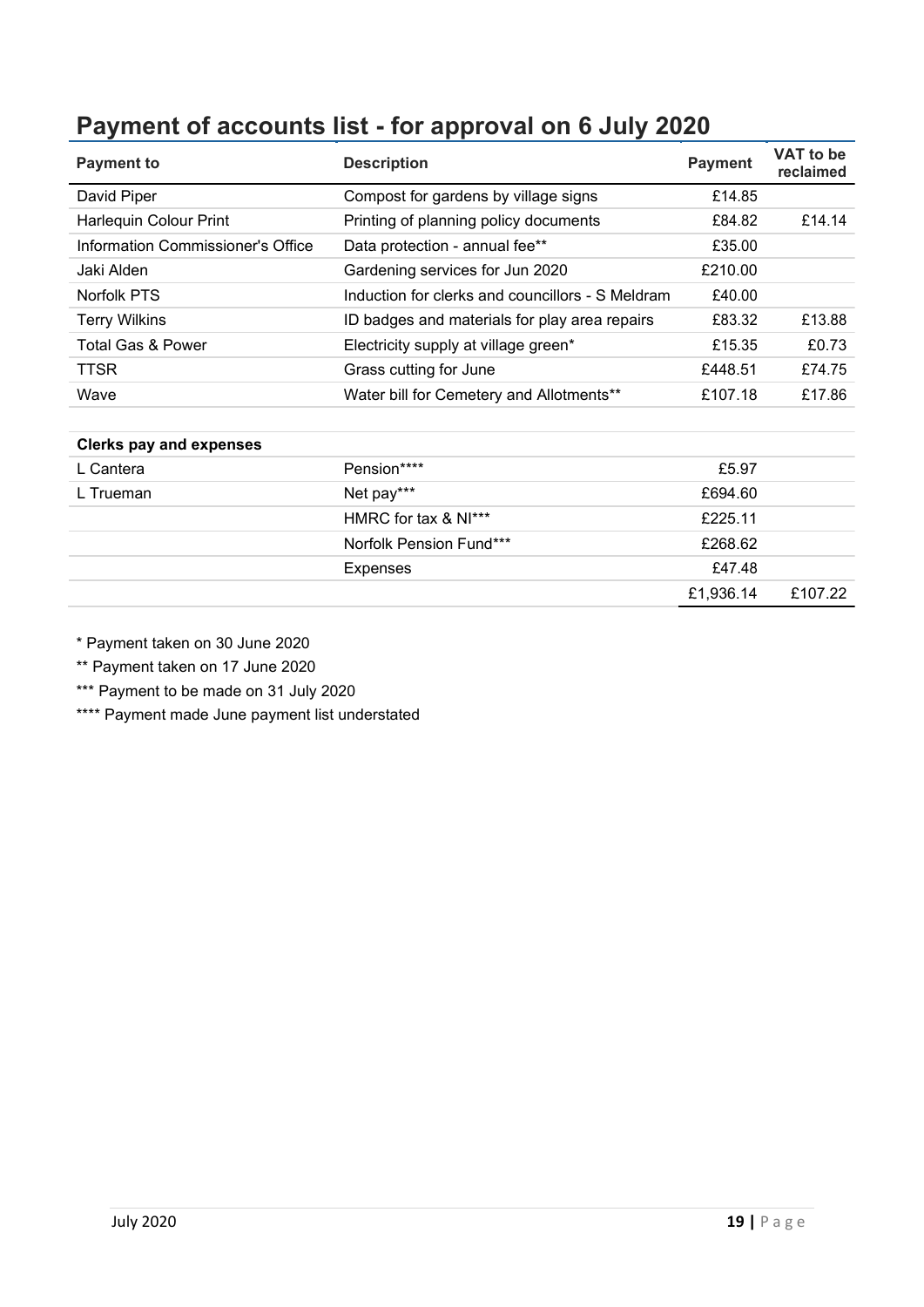# Payment of accounts list - for approval on 6 July 2020

| Payment to | Description | Payment | VAT to be reclaimed |
|---|---|---|---|
| David Piper | Compost for gardens by village signs | £14.85 | |
| Harlequin Colour Print | Printing of planning policy documents | £84.82 | £14.14 |
| Information Commissioner's Office | Data protection - annual fee** | £35.00 | |
| Jaki Alden | Gardening services for Jun 2020 | £210.00 | |
| Norfolk PTS | Induction for clerks and councillors - S Meldram | £40.00 | |
| Terry Wilkins | ID badges and materials for play area repairs | £83.32 | £13.88 |
| Total Gas & Power | Electricity supply at village green* | £15.35 | £0.73 |
| TTSR | Grass cutting for June | £448.51 | £74.75 |
| Wave | Water bill for Cemetery and Allotments** | £107.18 | £17.86 |
| | | | |
| **Clerks pay and expenses** | | | |
| L Cantera | Pension**** | £5.97 | |
| L Trueman | Net pay*** | £694.60 | |
| | HMRC for tax & NI*** | £225.11 | |
| | Norfolk Pension Fund*** | £268.62 | |
| | Expenses | £47.48 | |
| | | £1,936.14 | £107.22 |

\* Payment taken on 30 June 2020

** Payment taken on 17 June 2020

*** Payment to be made on 31 July 2020

**** Payment made June payment list understated